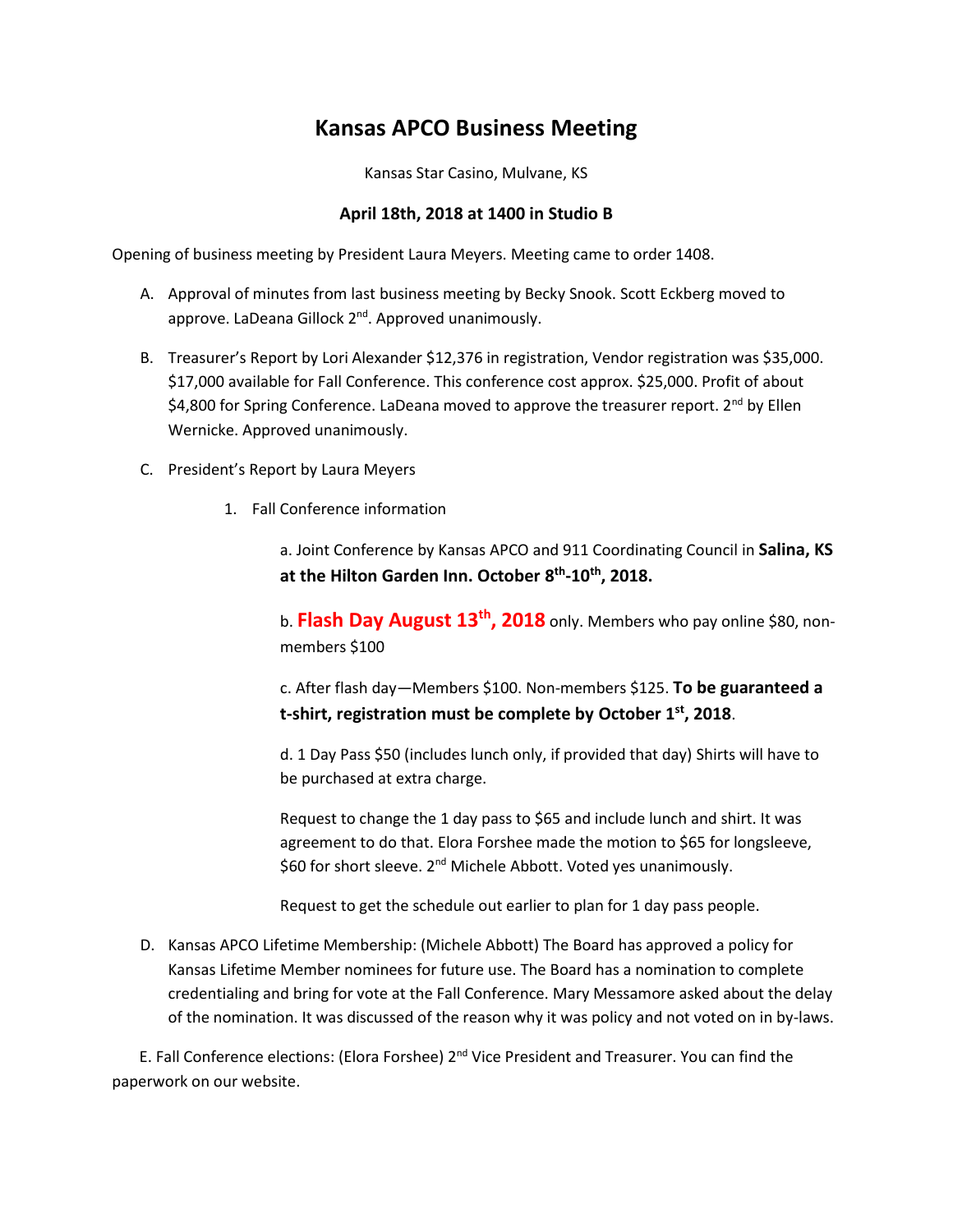# Kansas APCO Business Meeting

Kansas Star Casino, Mulvane, KS

**April 18th, 2018 at 1400 in Studio B**

Opening of business meeting by President Laura Meyers. Meeting came to order 1408.

A. Approval of minutes from last business meeting by Becky Snook. Scott Eckberg moved to approve. LaDeana Gillock 2nd. Approved unanimously.

B. Treasurer's Report by Lori Alexander $12,376 in registration, Vendor registration was $35,000. $17,000 available for Fall Conference. This conference cost approx. $25,000. Profit of about $4,800 for Spring Conference. LaDeana moved to approve the treasurer report. 2nd by Ellen Wernicke. Approved unanimously.

C. President's Report by Laura Meyers

1. Fall Conference information

a. Joint Conference by Kansas APCO and 911 Coordinating Council in **Salina, KS at the Hilton Garden Inn. October 8th-10th, 2018.**

b. **Flash Day August 13th, 2018** only. Members who pay online $80, non-members $100

c. After flash day—Members $100. Non-members $125. **To be guaranteed a t-shirt, registration must be complete by October 1st, 2018**.

d. 1 Day Pass $50 (includes lunch only, if provided that day) Shirts will have to be purchased at extra charge.

Request to change the 1 day pass to $65 and include lunch and shirt. It was agreement to do that. Elora Forshee made the motion to $65 for longsleeve, $60 for short sleeve. 2nd Michele Abbott. Voted yes unanimously.

Request to get the schedule out earlier to plan for 1 day pass people.

D. Kansas APCO Lifetime Membership: (Michele Abbott) The Board has approved a policy for Kansas Lifetime Member nominees for future use. The Board has a nomination to complete credentialing and bring for vote at the Fall Conference. Mary Messamore asked about the delay of the nomination. It was discussed of the reason why it was policy and not voted on in by-laws.

E. Fall Conference elections: (Elora Forshee) 2nd Vice President and Treasurer. You can find the paperwork on our website.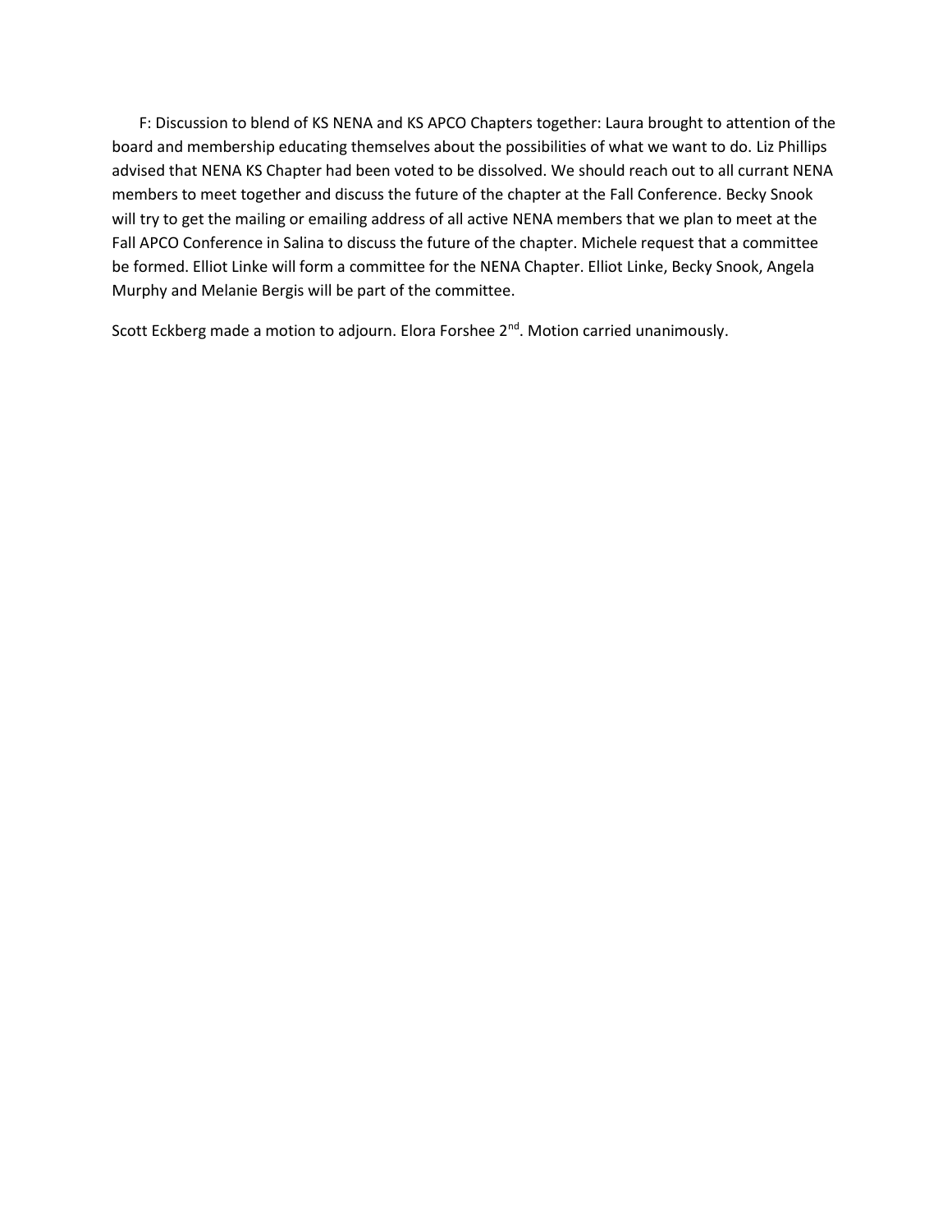F: Discussion to blend of KS NENA and KS APCO Chapters together: Laura brought to attention of the board and membership educating themselves about the possibilities of what we want to do. Liz Phillips advised that NENA KS Chapter had been voted to be dissolved. We should reach out to all currant NENA members to meet together and discuss the future of the chapter at the Fall Conference. Becky Snook will try to get the mailing or emailing address of all active NENA members that we plan to meet at the Fall APCO Conference in Salina to discuss the future of the chapter. Michele request that a committee be formed. Elliot Linke will form a committee for the NENA Chapter. Elliot Linke, Becky Snook, Angela Murphy and Melanie Bergis will be part of the committee.

Scott Eckberg made a motion to adjourn. Elora Forshee 2nd. Motion carried unanimously.